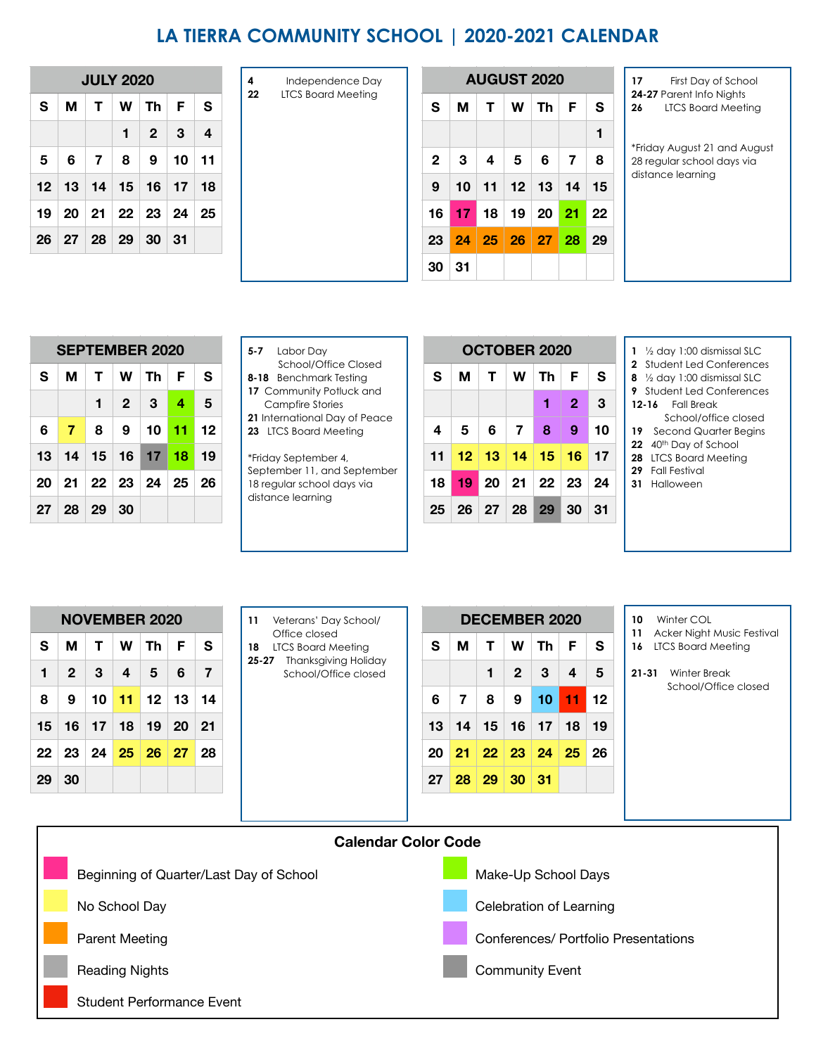# LA TIERRA COMMUNITY SCHOOL | 2020-2021 CALENDAR

## JULY 2020

| S | M | T | W | Th | F | S |
|---|---|---|---|---|---|---|
| | | | 1 | 2 | 3 | 4 |
| 5 | 6 | 7 | 8 | 9 | 10 | 11 |
| 12 | 13 | 14 | 15 | 16 | 17 | 18 |
| 19 | 20 | 21 | 22 | 23 | 24 | 25 |
| 26 | 27 | 28 | 29 | 30 | 31 | |

**4** Independence Day
**22** LTCS Board Meeting

## AUGUST 2020

| S | M | T | W | Th | F | S |
|---|---|---|---|---|---|---|
| | | | | | | 1 |
| 2 | 3 | 4 | 5 | 6 | 7 | 8 |
| 9 | 10 | 11 | 12 | 13 | 14 | 15 |
| 16 | 17 | 18 | 19 | 20 | 21 | 22 |
| 23 | 24 | 25 | 26 | 27 | 28 | 29 |
| 30 | 31 | | | | | |

**17** First Day of School
**24-27** Parent Info Nights
**26** LTCS Board Meeting

*Friday August 21 and August 28 regular school days via distance learning

## SEPTEMBER 2020

| S | M | T | W | Th | F | S |
|---|---|---|---|---|---|---|
| | | 1 | 2 | 3 | 4 | 5 |
| 6 | 7 | 8 | 9 | 10 | 11 | 12 |
| 13 | 14 | 15 | 16 | 17 | 18 | 19 |
| 20 | 21 | 22 | 23 | 24 | 25 | 26 |
| 27 | 28 | 29 | 30 | | | |

**5-7** Labor Day School/Office Closed
**8-18** Benchmark Testing
**17** Community Potluck and Campfire Stories
**21** International Day of Peace
**23** LTCS Board Meeting

*Friday September 4, September 11, and September 18 regular school days via distance learning

## OCTOBER 2020

| S | M | T | W | Th | F | S |
|---|---|---|---|---|---|---|
| | | | | 1 | 2 | 3 |
| 4 | 5 | 6 | 7 | 8 | 9 | 10 |
| 11 | 12 | 13 | 14 | 15 | 16 | 17 |
| 18 | 19 | 20 | 21 | 22 | 23 | 24 |
| 25 | 26 | 27 | 28 | 29 | 30 | 31 |

**1** ½ day 1:00 dismissal SLC
**2** Student Led Conferences
**8** ½ day 1:00 dismissal SLC
**9** Student Led Conferences
**12-16** Fall Break School/office closed
**19** Second Quarter Begins
**22** 40th Day of School
**28** LTCS Board Meeting
**29** Fall Festival
**31** Halloween

## NOVEMBER 2020

| S | M | T | W | Th | F | S |
|---|---|---|---|---|---|---|
| 1 | 2 | 3 | 4 | 5 | 6 | 7 |
| 8 | 9 | 10 | 11 | 12 | 13 | 14 |
| 15 | 16 | 17 | 18 | 19 | 20 | 21 |
| 22 | 23 | 24 | 25 | 26 | 27 | 28 |
| 29 | 30 | | | | | |

**11** Veterans' Day School/ Office closed
**18** LTCS Board Meeting
**25-27** Thanksgiving Holiday School/Office closed

## DECEMBER 2020

| S | M | T | W | Th | F | S |
|---|---|---|---|---|---|---|
| | | 1 | 2 | 3 | 4 | 5 |
| 6 | 7 | 8 | 9 | 10 | 11 | 12 |
| 13 | 14 | 15 | 16 | 17 | 18 | 19 |
| 20 | 21 | 22 | 23 | 24 | 25 | 26 |
| 27 | 28 | 29 | 30 | 31 | | |

**10** Winter COL
**11** Acker Night Music Festival
**16** LTCS Board Meeting

**21-31** Winter Break School/Office closed

## Calendar Color Code

- Beginning of Quarter/Last Day of School
- No School Day
- Parent Meeting
- Reading Nights
- Student Performance Event
- Make-Up School Days
- Celebration of Learning
- Conferences/ Portfolio Presentations
- Community Event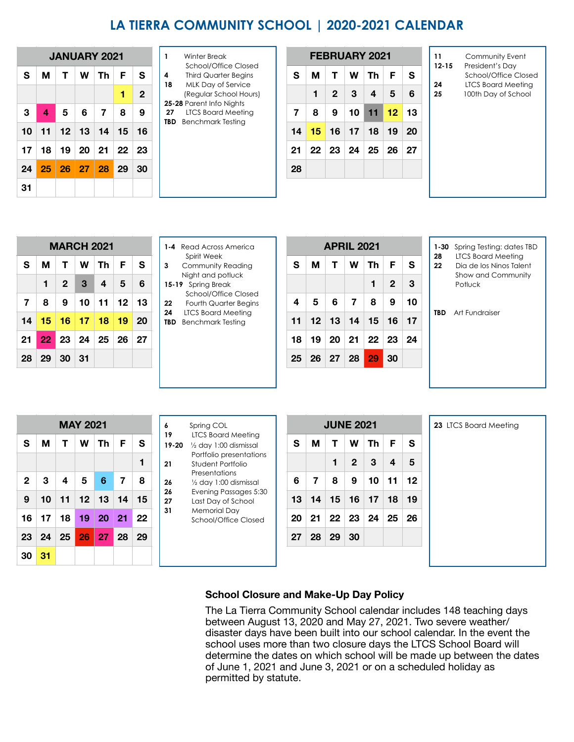# LA TIERRA COMMUNITY SCHOOL | 2020-2021 CALENDAR

## JANUARY 2021

| S | M | T | W | Th | F | S |
|---|---|---|---|---|---|---|
| | | | | | 1 | 2 |
| 3 | 4 | 5 | 6 | 7 | 8 | 9 |
| 10 | 11 | 12 | 13 | 14 | 15 | 16 |
| 17 | 18 | 19 | 20 | 21 | 22 | 23 |
| 24 | 25 | 26 | 27 | 28 | 29 | 30 |
| 31 | | | | | | |

**1** Winter Break School/Office Closed
**4** Third Quarter Begins
**18** MLK Day of Service (Regular School Hours)
**25-28** Parent Info Nights
**27** LTCS Board Meeting
**TBD** Benchmark Testing

## FEBRUARY 2021

| S | M | T | W | Th | F | S |
|---|---|---|---|---|---|---|
| | 1 | 2 | 3 | 4 | 5 | 6 |
| 7 | 8 | 9 | 10 | 11 | 12 | 13 |
| 14 | 15 | 16 | 17 | 18 | 19 | 20 |
| 21 | 22 | 23 | 24 | 25 | 26 | 27 |
| 28 | | | | | | |

**11** Community Event
**12-15** President's Day School/Office Closed
**24** LTCS Board Meeting
**25** 100th Day of School

## MARCH 2021

| S | M | T | W | Th | F | S |
|---|---|---|---|---|---|---|
| | 1 | 2 | 3 | 4 | 5 | 6 |
| 7 | 8 | 9 | 10 | 11 | 12 | 13 |
| 14 | 15 | 16 | 17 | 18 | 19 | 20 |
| 21 | 22 | 23 | 24 | 25 | 26 | 27 |
| 28 | 29 | 30 | 31 | | | |

**1-4** Read Across America Spirit Week
**3** Community Reading Night and potluck
**15-19** Spring Break School/Office Closed
**22** Fourth Quarter Begins
**24** LTCS Board Meeting
**TBD** Benchmark Testing

## APRIL 2021

| S | M | T | W | Th | F | S |
|---|---|---|---|---|---|---|
| | | | | 1 | 2 | 3 |
| 4 | 5 | 6 | 7 | 8 | 9 | 10 |
| 11 | 12 | 13 | 14 | 15 | 16 | 17 |
| 18 | 19 | 20 | 21 | 22 | 23 | 24 |
| 25 | 26 | 27 | 28 | 29 | 30 | |

**1-30** Spring Testing: dates TBD
**28** LTCS Board Meeting
**22** Dia de los Ninos Talent Show and Community Potluck

**TBD** Art Fundraiser

## MAY 2021

| S | M | T | W | Th | F | S |
|---|---|---|---|---|---|---|
| | | | | | | 1 |
| 2 | 3 | 4 | 5 | 6 | 7 | 8 |
| 9 | 10 | 11 | 12 | 13 | 14 | 15 |
| 16 | 17 | 18 | 19 | 20 | 21 | 22 |
| 23 | 24 | 25 | 26 | 27 | 28 | 29 |
| 30 | 31 | | | | | |

**6** Spring COL
**19** LTCS Board Meeting
**19-20** ½ day 1:00 dismissal Portfolio presentations
**21** Student Portfolio Presentations
**26** ½ day 1:00 dismissal
**26** Evening Passages 5:30
**27** Last Day of School
**31** Memorial Day School/Office Closed

## JUNE 2021

| S | M | T | W | Th | F | S |
|---|---|---|---|---|---|---|
| | | 1 | 2 | 3 | 4 | 5 |
| 6 | 7 | 8 | 9 | 10 | 11 | 12 |
| 13 | 14 | 15 | 16 | 17 | 18 | 19 |
| 20 | 21 | 22 | 23 | 24 | 25 | 26 |
| 27 | 28 | 29 | 30 | | | |

**23** LTCS Board Meeting

### School Closure and Make-Up Day Policy

The La Tierra Community School calendar includes 148 teaching days between August 13, 2020 and May 27, 2021. Two severe weather/disaster days have been built into our school calendar. In the event the school uses more than two closure days the LTCS School Board will determine the dates on which school will be made up between the dates of June 1, 2021 and June 3, 2021 or on a scheduled holiday as permitted by statute.